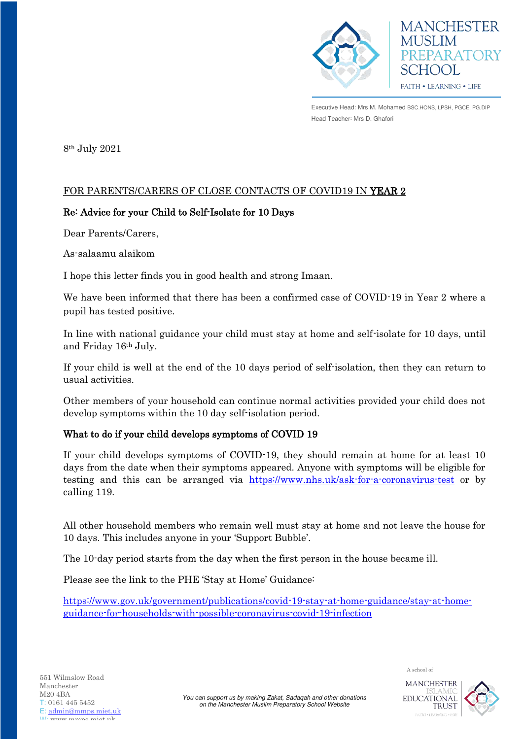MANCHESTER MUSLIM PREPARATORY SCHOOL

FAITH • LEARNING • LIFE

Executive Head: Mrs M. Mohamed BSC.HONS, LPSH, PGCE, PG.DIP
Head Teacher: Mrs D. Ghafori

8th July 2021

FOR PARENTS/CARERS OF CLOSE CONTACTS OF COVID19 IN **YEAR 2**

**Re: Advice for your Child to Self-Isolate for 10 Days**

Dear Parents/Carers,

As-salaamu alaikom

I hope this letter finds you in good health and strong Imaan.

We have been informed that there has been a confirmed case of COVID-19 in Year 2 where a pupil has tested positive.

In line with national guidance your child must stay at home and self-isolate for 10 days, until and Friday 16th July.

If your child is well at the end of the 10 days period of self-isolation, then they can return to usual activities.

Other members of your household can continue normal activities provided your child does not develop symptoms within the 10 day self-isolation period.

**What to do if your child develops symptoms of COVID 19**

If your child develops symptoms of COVID-19, they should remain at home for at least 10 days from the date when their symptoms appeared. Anyone with symptoms will be eligible for testing and this can be arranged via https://www.nhs.uk/ask-for-a-coronavirus-test or by calling 119.

All other household members who remain well must stay at home and not leave the house for 10 days. This includes anyone in your 'Support Bubble'.

The 10-day period starts from the day when the first person in the house became ill.

Please see the link to the PHE 'Stay at Home' Guidance:

https://www.gov.uk/government/publications/covid-19-stay-at-home-guidance/stay-at-home-guidance-for-households-with-possible-coronavirus-covid-19-infection

551 Wilmslow Road
Manchester
M20 4BA
T: 0161 445 5452
E: admin@mmps.miet.uk
W: www.mmps.miet.uk

*You can support us by making Zakat, Sadaqah and other donations on the Manchester Muslim Preparatory School Website*

A school of MANCHESTER ISLAMIC EDUCATIONAL TRUST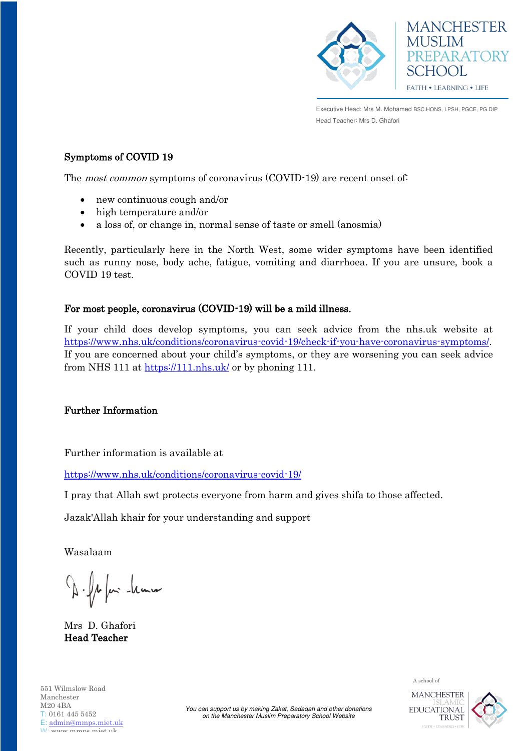Executive Head: Mrs M. Mohamed BSC.HONS, LPSH, PGCE, PG.DIP
Head Teacher: Mrs D. Ghafori

## Symptoms of COVID 19

The *most common* symptoms of coronavirus (COVID-19) are recent onset of:

- new continuous cough and/or
- high temperature and/or
- a loss of, or change in, normal sense of taste or smell (anosmia)

Recently, particularly here in the North West, some wider symptoms have been identified such as runny nose, body ache, fatigue, vomiting and diarrhoea. If you are unsure, book a COVID 19 test.

## For most people, coronavirus (COVID-19) will be a mild illness.

If your child does develop symptoms, you can seek advice from the nhs.uk website at https://www.nhs.uk/conditions/coronavirus-covid-19/check-if-you-have-coronavirus-symptoms/. If you are concerned about your child's symptoms, or they are worsening you can seek advice from NHS 111 at https://111.nhs.uk/ or by phoning 111.

## Further Information

Further information is available at

https://www.nhs.uk/conditions/coronavirus-covid-19/

I pray that Allah swt protects everyone from harm and gives shifa to those affected.

Jazak'Allah khair for your understanding and support

Wasalaam

Mrs D. Ghafori
**Head Teacher**

551 Wilmslow Road
Manchester
M20 4BA
T: 0161 445 5452
E: admin@mmps.miet.uk
W: www.mmps.miet.uk

*You can support us by making Zakat, Sadaqah and other donations on the Manchester Muslim Preparatory School Website*

A school of Manchester Islamic Educational Trust